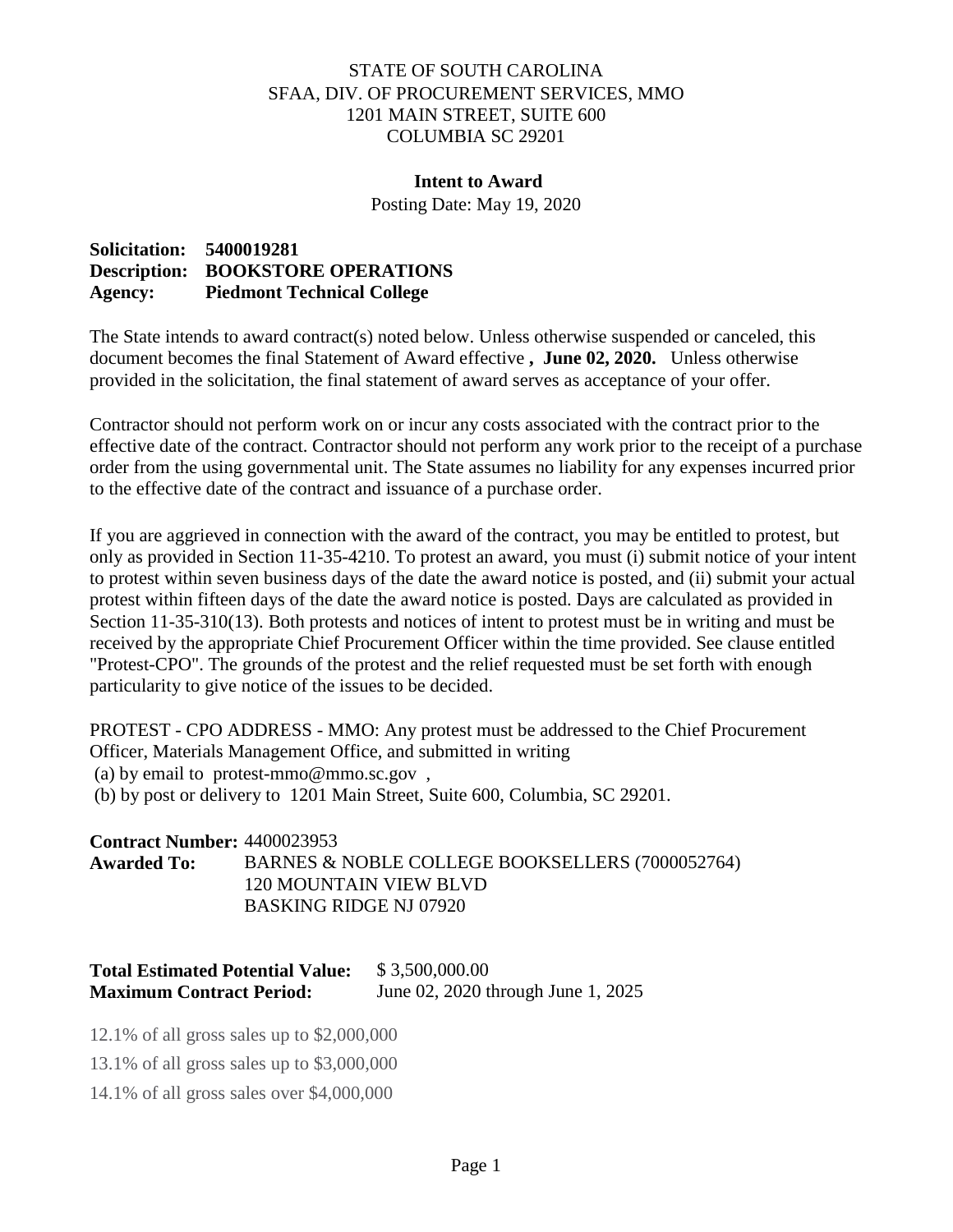STATE OF SOUTH CAROLINA
SFAA, DIV. OF PROCUREMENT SERVICES, MMO
1201 MAIN STREET, SUITE 600
COLUMBIA SC 29201

**Intent to Award**

Posting Date: May 19, 2020

**Solicitation: 5400019281**
**Description: BOOKSTORE OPERATIONS**
**Agency: Piedmont Technical College**

The State intends to award contract(s) noted below. Unless otherwise suspended or canceled, this document becomes the final Statement of Award effective **, June 02, 2020.** Unless otherwise provided in the solicitation, the final statement of award serves as acceptance of your offer.

Contractor should not perform work on or incur any costs associated with the contract prior to the effective date of the contract. Contractor should not perform any work prior to the receipt of a purchase order from the using governmental unit. The State assumes no liability for any expenses incurred prior to the effective date of the contract and issuance of a purchase order.

If you are aggrieved in connection with the award of the contract, you may be entitled to protest, but only as provided in Section 11-35-4210. To protest an award, you must (i) submit notice of your intent to protest within seven business days of the date the award notice is posted, and (ii) submit your actual protest within fifteen days of the date the award notice is posted. Days are calculated as provided in Section 11-35-310(13). Both protests and notices of intent to protest must be in writing and must be received by the appropriate Chief Procurement Officer within the time provided. See clause entitled "Protest-CPO". The grounds of the protest and the relief requested must be set forth with enough particularity to give notice of the issues to be decided.

PROTEST - CPO ADDRESS - MMO: Any protest must be addressed to the Chief Procurement Officer, Materials Management Office, and submitted in writing
(a) by email to protest-mmo@mmo.sc.gov ,
(b) by post or delivery to 1201 Main Street, Suite 600, Columbia, SC 29201.

**Contract Number:** 4400023953
**Awarded To:** BARNES & NOBLE COLLEGE BOOKSELLERS (7000052764)
120 MOUNTAIN VIEW BLVD
BASKING RIDGE NJ 07920

**Total Estimated Potential Value:** $ 3,500,000.00
**Maximum Contract Period:** June 02, 2020 through June 1, 2025

12.1% of all gross sales up to $2,000,000

13.1% of all gross sales up to $3,000,000

14.1% of all gross sales over $4,000,000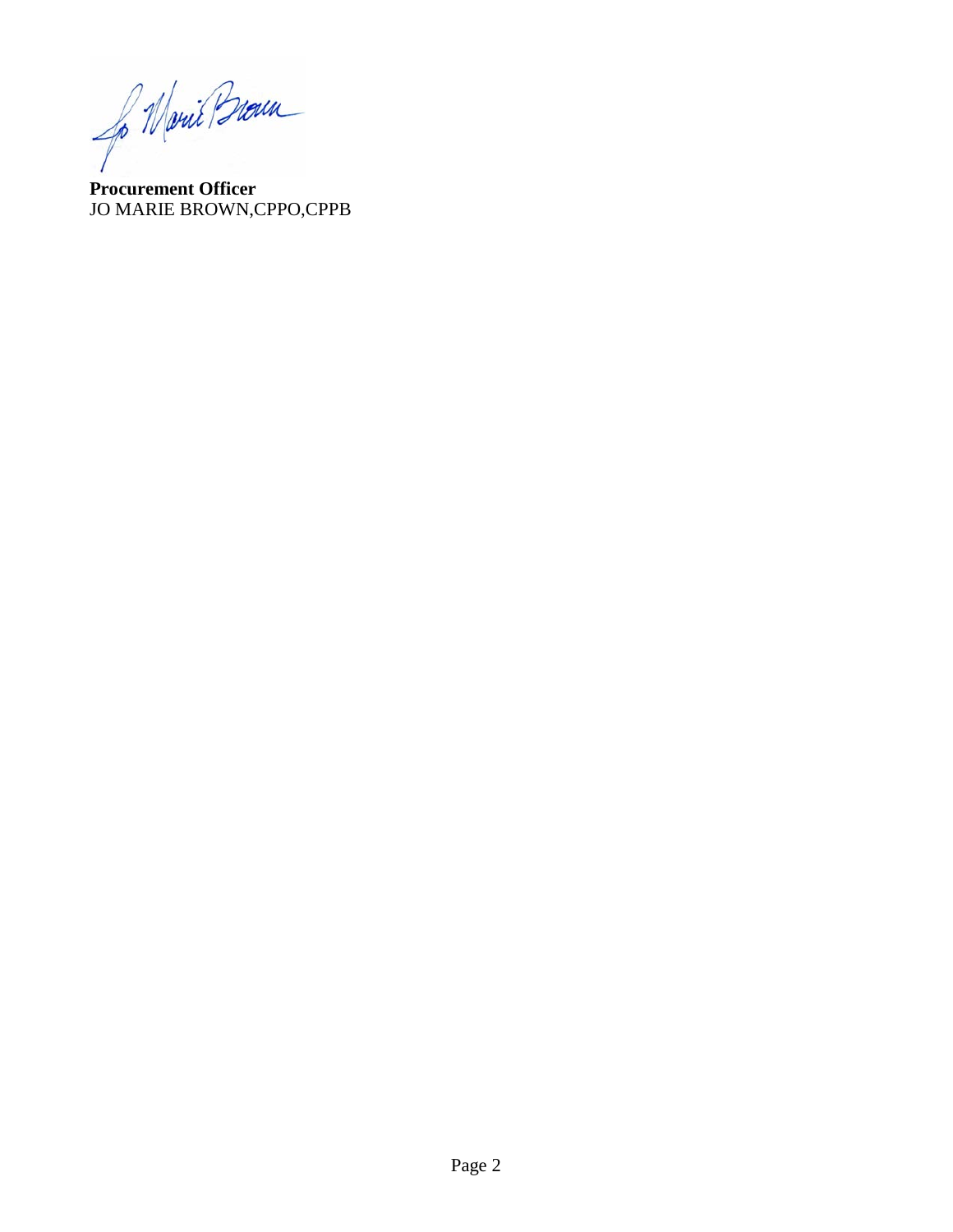**Procurement Officer**
JO MARIE BROWN,CPPO,CPPB